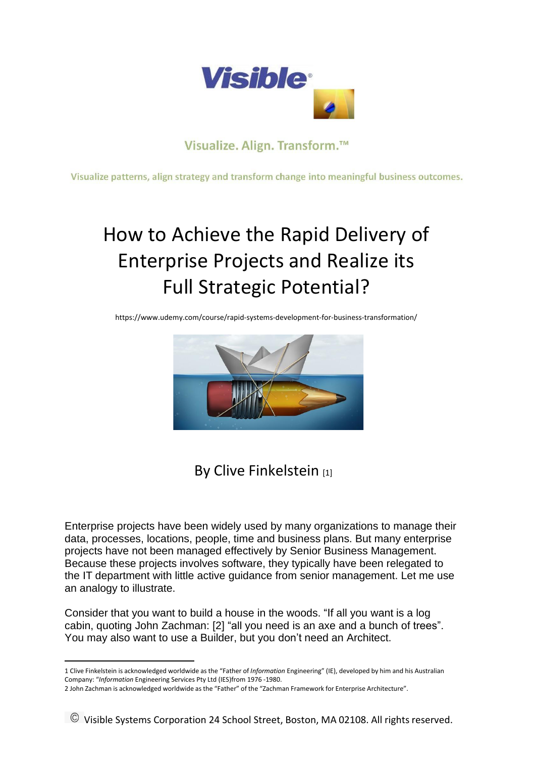Visible®

Visualize. Align. Transform.™

Visualize patterns, align strategy and transform change into meaningful business outcomes.

# How to Achieve the Rapid Delivery of Enterprise Projects and Realize its Full Strategic Potential?

https://www.udemy.com/course/rapid-systems-development-for-business-transformation/

By Clive Finkelstein [1]

Enterprise projects have been widely used by many organizations to manage their data, processes, locations, people, time and business plans. But many enterprise projects have not been managed effectively by Senior Business Management. Because these projects involves software, they typically have been relegated to the IT department with little active guidance from senior management. Let me use an analogy to illustrate.

Consider that you want to build a house in the woods. "If all you want is a log cabin, quoting John Zachman: [2] "all you need is an axe and a bunch of trees". You may also want to use a Builder, but you don't need an Architect.

---

1 Clive Finkelstein is acknowledged worldwide as the "Father of *Information* Engineering" (IE), developed by him and his Australian Company: "*Information* Engineering Services Pty Ltd (IES)from 1976 -1980.

2 John Zachman is acknowledged worldwide as the "Father" of the "Zachman Framework for Enterprise Architecture".

© Visible Systems Corporation 24 School Street, Boston, MA 02108. All rights reserved.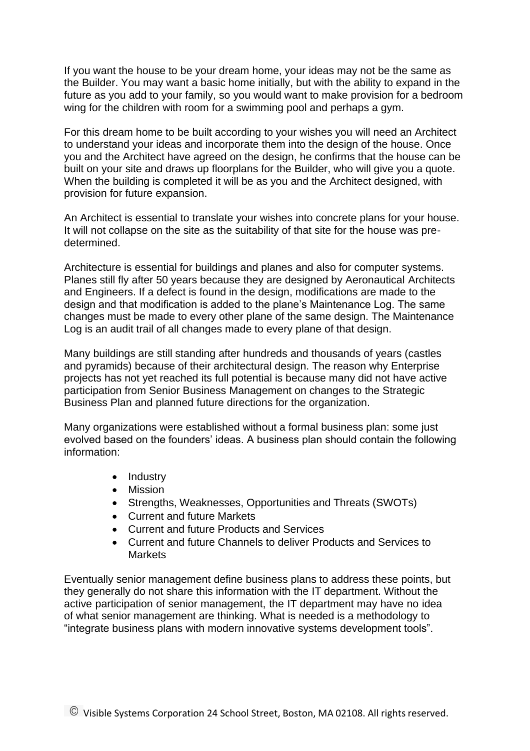If you want the house to be your dream home, your ideas may not be the same as the Builder. You may want a basic home initially, but with the ability to expand in the future as you add to your family, so you would want to make provision for a bedroom wing for the children with room for a swimming pool and perhaps a gym.

For this dream home to be built according to your wishes you will need an Architect to understand your ideas and incorporate them into the design of the house. Once you and the Architect have agreed on the design, he confirms that the house can be built on your site and draws up floorplans for the Builder, who will give you a quote. When the building is completed it will be as you and the Architect designed, with provision for future expansion.

An Architect is essential to translate your wishes into concrete plans for your house. It will not collapse on the site as the suitability of that site for the house was pre-determined.

Architecture is essential for buildings and planes and also for computer systems. Planes still fly after 50 years because they are designed by Aeronautical Architects and Engineers. If a defect is found in the design, modifications are made to the design and that modification is added to the plane's Maintenance Log. The same changes must be made to every other plane of the same design. The Maintenance Log is an audit trail of all changes made to every plane of that design.

Many buildings are still standing after hundreds and thousands of years (castles and pyramids) because of their architectural design. The reason why Enterprise projects has not yet reached its full potential is because many did not have active participation from Senior Business Management on changes to the Strategic Business Plan and planned future directions for the organization.

Many organizations were established without a formal business plan: some just evolved based on the founders' ideas. A business plan should contain the following information:

- Industry
- Mission
- Strengths, Weaknesses, Opportunities and Threats (SWOTs)
- Current and future Markets
- Current and future Products and Services
- Current and future Channels to deliver Products and Services to Markets

Eventually senior management define business plans to address these points, but they generally do not share this information with the IT department. Without the active participation of senior management, the IT department may have no idea of what senior management are thinking. What is needed is a methodology to "integrate business plans with modern innovative systems development tools".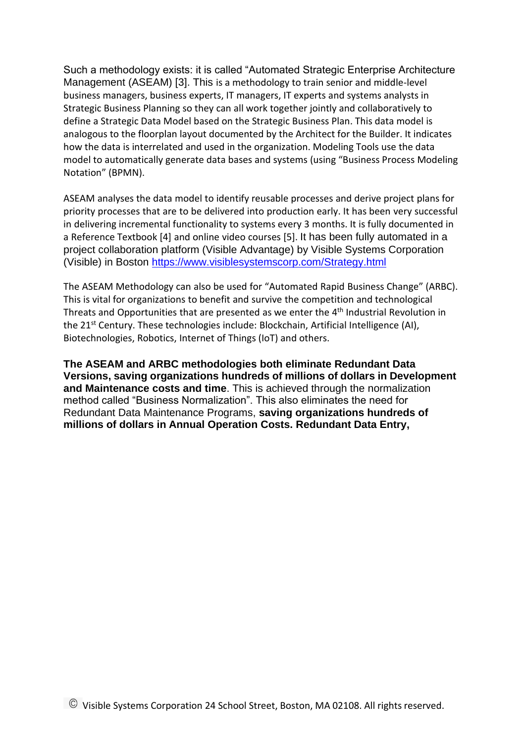Such a methodology exists: it is called "Automated Strategic Enterprise Architecture Management (ASEAM) [3]. This is a methodology to train senior and middle-level business managers, business experts, IT managers, IT experts and systems analysts in Strategic Business Planning so they can all work together jointly and collaboratively to define a Strategic Data Model based on the Strategic Business Plan. This data model is analogous to the floorplan layout documented by the Architect for the Builder. It indicates how the data is interrelated and used in the organization. Modeling Tools use the data model to automatically generate data bases and systems (using "Business Process Modeling Notation" (BPMN).

ASEAM analyses the data model to identify reusable processes and derive project plans for priority processes that are to be delivered into production early. It has been very successful in delivering incremental functionality to systems every 3 months. It is fully documented in a Reference Textbook [4] and online video courses [5]. It has been fully automated in a project collaboration platform (Visible Advantage) by Visible Systems Corporation (Visible) in Boston https://www.visiblesystemscorp.com/Strategy.html

The ASEAM Methodology can also be used for "Automated Rapid Business Change" (ARBC). This is vital for organizations to benefit and survive the competition and technological Threats and Opportunities that are presented as we enter the 4th Industrial Revolution in the 21st Century. These technologies include: Blockchain, Artificial Intelligence (AI), Biotechnologies, Robotics, Internet of Things (IoT) and others.

**The ASEAM and ARBC methodologies both eliminate Redundant Data Versions, saving organizations hundreds of millions of dollars in Development and Maintenance costs and time**. This is achieved through the normalization method called "Business Normalization". This also eliminates the need for Redundant Data Maintenance Programs, **saving organizations hundreds of millions of dollars in Annual Operation Costs. Redundant Data Entry,**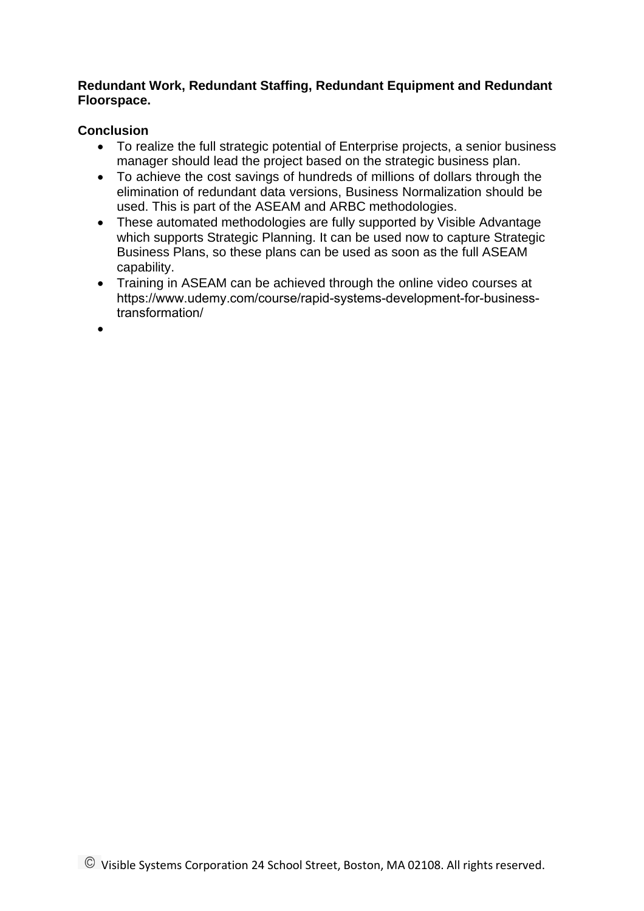**Redundant Work, Redundant Staffing, Redundant Equipment and Redundant Floorspace.**

**Conclusion**

- To realize the full strategic potential of Enterprise projects, a senior business manager should lead the project based on the strategic business plan.
- To achieve the cost savings of hundreds of millions of dollars through the elimination of redundant data versions, Business Normalization should be used. This is part of the ASEAM and ARBC methodologies.
- These automated methodologies are fully supported by Visible Advantage which supports Strategic Planning. It can be used now to capture Strategic Business Plans, so these plans can be used as soon as the full ASEAM capability.
- Training in ASEAM can be achieved through the online video courses at https://www.udemy.com/course/rapid-systems-development-for-business-transformation/